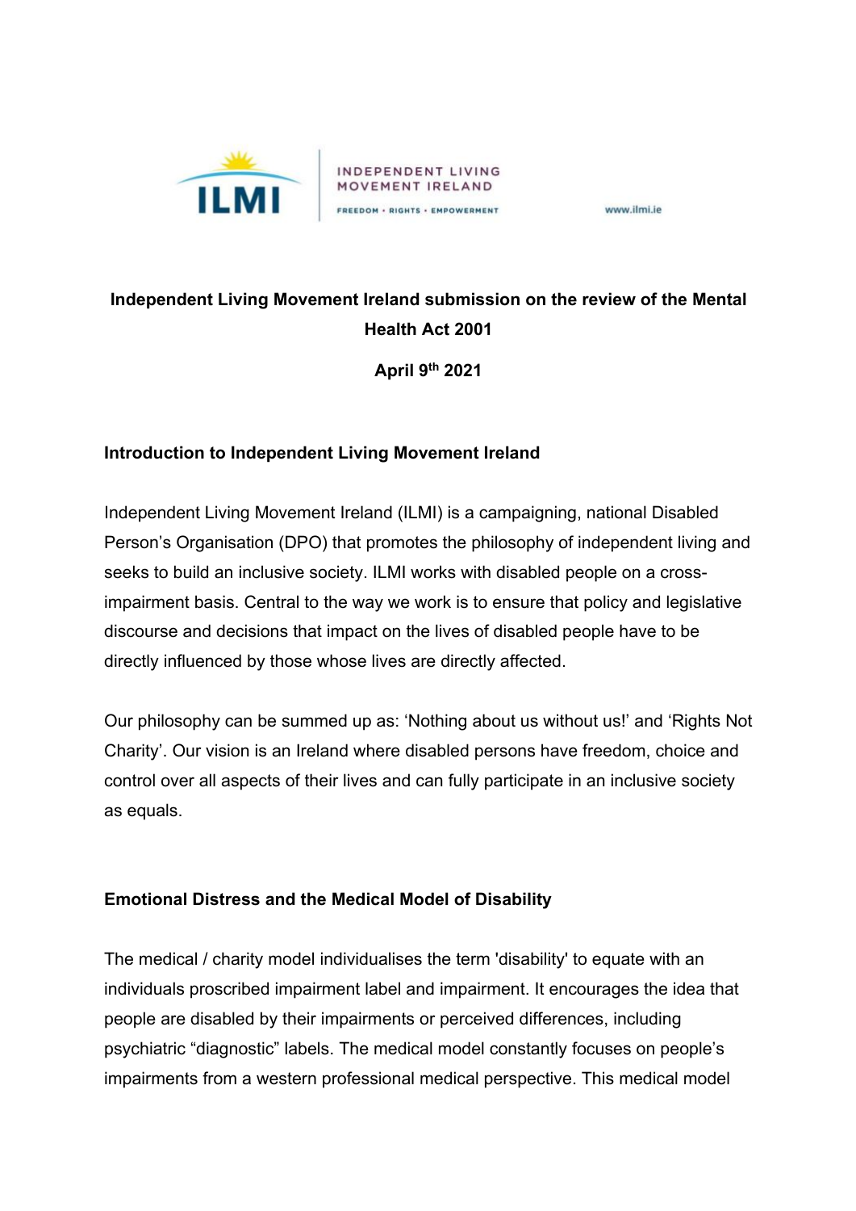INDEPENDENT LIVING MOVEMENT IRELAND

FREEDOM • RIGHTS • EMPOWERMENT

www.ilmi.ie

# Independent Living Movement Ireland submission on the review of the Mental Health Act 2001

**April 9th 2021**

## Introduction to Independent Living Movement Ireland

Independent Living Movement Ireland (ILMI) is a campaigning, national Disabled Person's Organisation (DPO) that promotes the philosophy of independent living and seeks to build an inclusive society. ILMI works with disabled people on a cross-impairment basis. Central to the way we work is to ensure that policy and legislative discourse and decisions that impact on the lives of disabled people have to be directly influenced by those whose lives are directly affected.

Our philosophy can be summed up as: 'Nothing about us without us!' and 'Rights Not Charity'. Our vision is an Ireland where disabled persons have freedom, choice and control over all aspects of their lives and can fully participate in an inclusive society as equals.

## Emotional Distress and the Medical Model of Disability

The medical / charity model individualises the term 'disability' to equate with an individuals proscribed impairment label and impairment. It encourages the idea that people are disabled by their impairments or perceived differences, including psychiatric "diagnostic" labels. The medical model constantly focuses on people's impairments from a western professional medical perspective. This medical model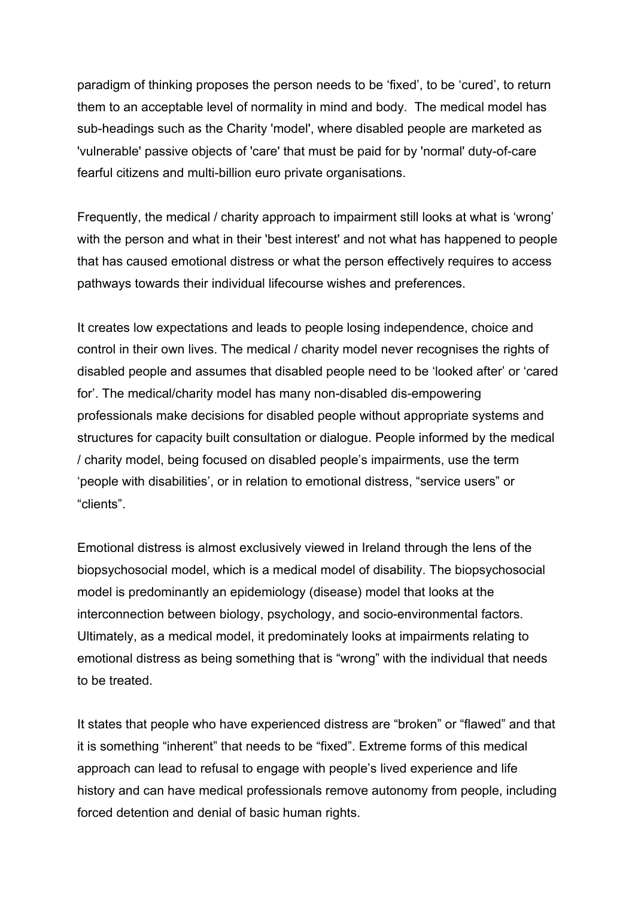paradigm of thinking proposes the person needs to be 'fixed', to be 'cured', to return them to an acceptable level of normality in mind and body. The medical model has sub-headings such as the Charity 'model', where disabled people are marketed as 'vulnerable' passive objects of 'care' that must be paid for by 'normal' duty-of-care fearful citizens and multi-billion euro private organisations.

Frequently, the medical / charity approach to impairment still looks at what is 'wrong' with the person and what in their 'best interest' and not what has happened to people that has caused emotional distress or what the person effectively requires to access pathways towards their individual lifecourse wishes and preferences.

It creates low expectations and leads to people losing independence, choice and control in their own lives. The medical / charity model never recognises the rights of disabled people and assumes that disabled people need to be 'looked after' or 'cared for'. The medical/charity model has many non-disabled dis-empowering professionals make decisions for disabled people without appropriate systems and structures for capacity built consultation or dialogue. People informed by the medical / charity model, being focused on disabled people's impairments, use the term 'people with disabilities', or in relation to emotional distress, "service users" or "clients".

Emotional distress is almost exclusively viewed in Ireland through the lens of the biopsychosocial model, which is a medical model of disability. The biopsychosocial model is predominantly an epidemiology (disease) model that looks at the interconnection between biology, psychology, and socio-environmental factors. Ultimately, as a medical model, it predominately looks at impairments relating to emotional distress as being something that is "wrong" with the individual that needs to be treated.

It states that people who have experienced distress are "broken" or "flawed" and that it is something "inherent" that needs to be "fixed". Extreme forms of this medical approach can lead to refusal to engage with people's lived experience and life history and can have medical professionals remove autonomy from people, including forced detention and denial of basic human rights.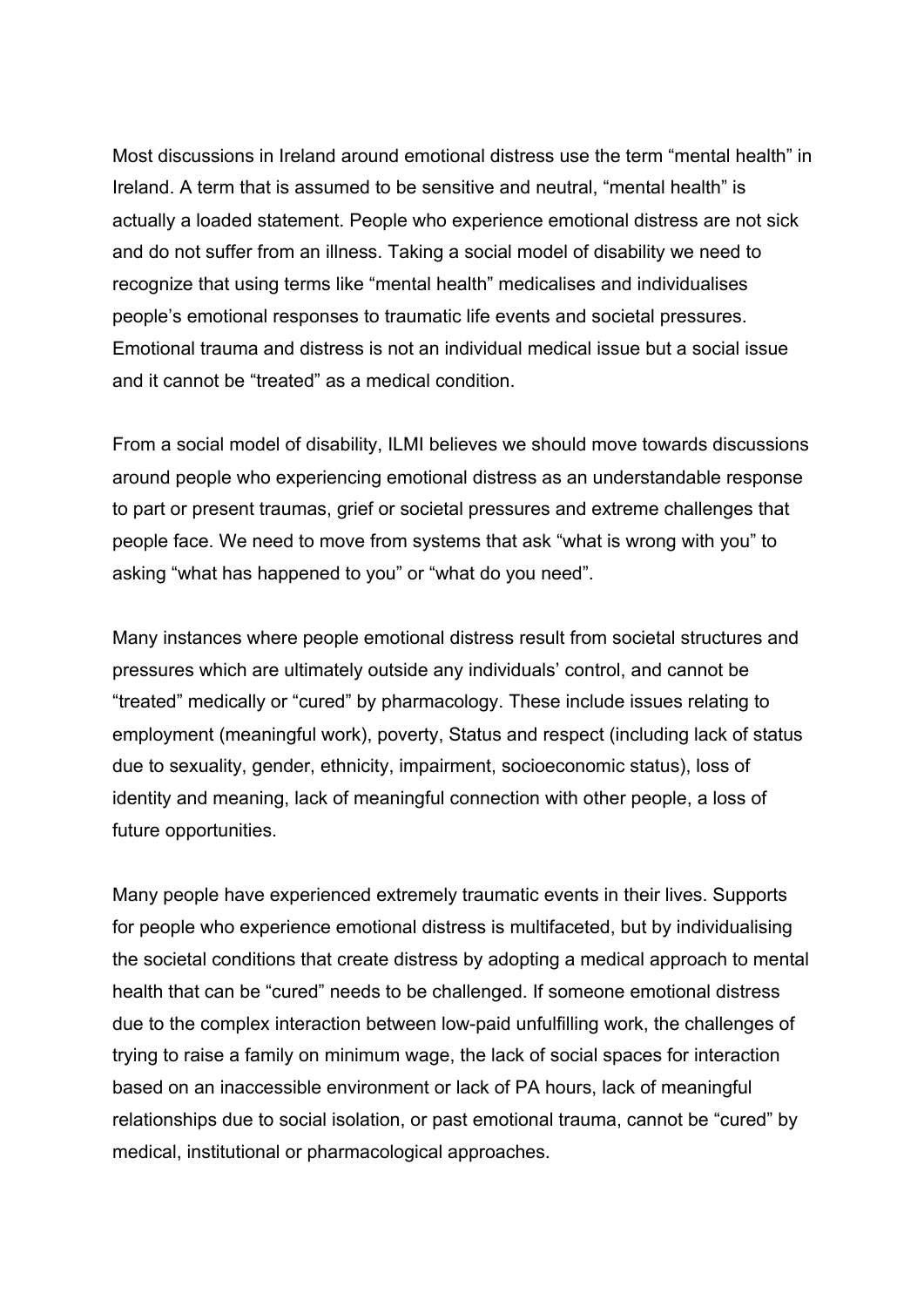Most discussions in Ireland around emotional distress use the term “mental health” in Ireland. A term that is assumed to be sensitive and neutral, “mental health” is actually a loaded statement. People who experience emotional distress are not sick and do not suffer from an illness. Taking a social model of disability we need to recognize that using terms like “mental health” medicalises and individualises people’s emotional responses to traumatic life events and societal pressures. Emotional trauma and distress is not an individual medical issue but a social issue and it cannot be “treated” as a medical condition.

From a social model of disability, ILMI believes we should move towards discussions around people who experiencing emotional distress as an understandable response to part or present traumas, grief or societal pressures and extreme challenges that people face. We need to move from systems that ask “what is wrong with you” to asking “what has happened to you” or “what do you need”.

Many instances where people emotional distress result from societal structures and pressures which are ultimately outside any individuals’ control, and cannot be “treated” medically or “cured” by pharmacology. These include issues relating to employment (meaningful work), poverty, Status and respect (including lack of status due to sexuality, gender, ethnicity, impairment, socioeconomic status), loss of identity and meaning, lack of meaningful connection with other people, a loss of future opportunities.

Many people have experienced extremely traumatic events in their lives. Supports for people who experience emotional distress is multifaceted, but by individualising the societal conditions that create distress by adopting a medical approach to mental health that can be “cured” needs to be challenged. If someone emotional distress due to the complex interaction between low-paid unfulfilling work, the challenges of trying to raise a family on minimum wage, the lack of social spaces for interaction based on an inaccessible environment or lack of PA hours, lack of meaningful relationships due to social isolation, or past emotional trauma, cannot be “cured” by medical, institutional or pharmacological approaches.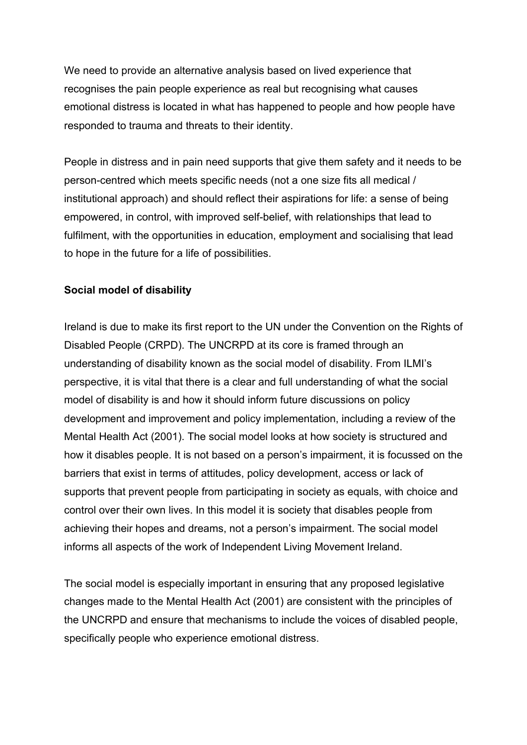We need to provide an alternative analysis based on lived experience that recognises the pain people experience as real but recognising what causes emotional distress is located in what has happened to people and how people have responded to trauma and threats to their identity.

People in distress and in pain need supports that give them safety and it needs to be person-centred which meets specific needs (not a one size fits all medical / institutional approach) and should reflect their aspirations for life: a sense of being empowered, in control, with improved self-belief, with relationships that lead to fulfilment, with the opportunities in education, employment and socialising that lead to hope in the future for a life of possibilities.

**Social model of disability**

Ireland is due to make its first report to the UN under the Convention on the Rights of Disabled People (CRPD). The UNCRPD at its core is framed through an understanding of disability known as the social model of disability. From ILMI's perspective, it is vital that there is a clear and full understanding of what the social model of disability is and how it should inform future discussions on policy development and improvement and policy implementation, including a review of the Mental Health Act (2001). The social model looks at how society is structured and how it disables people. It is not based on a person's impairment, it is focussed on the barriers that exist in terms of attitudes, policy development, access or lack of supports that prevent people from participating in society as equals, with choice and control over their own lives. In this model it is society that disables people from achieving their hopes and dreams, not a person's impairment. The social model informs all aspects of the work of Independent Living Movement Ireland.

The social model is especially important in ensuring that any proposed legislative changes made to the Mental Health Act (2001) are consistent with the principles of the UNCRPD and ensure that mechanisms to include the voices of disabled people, specifically people who experience emotional distress.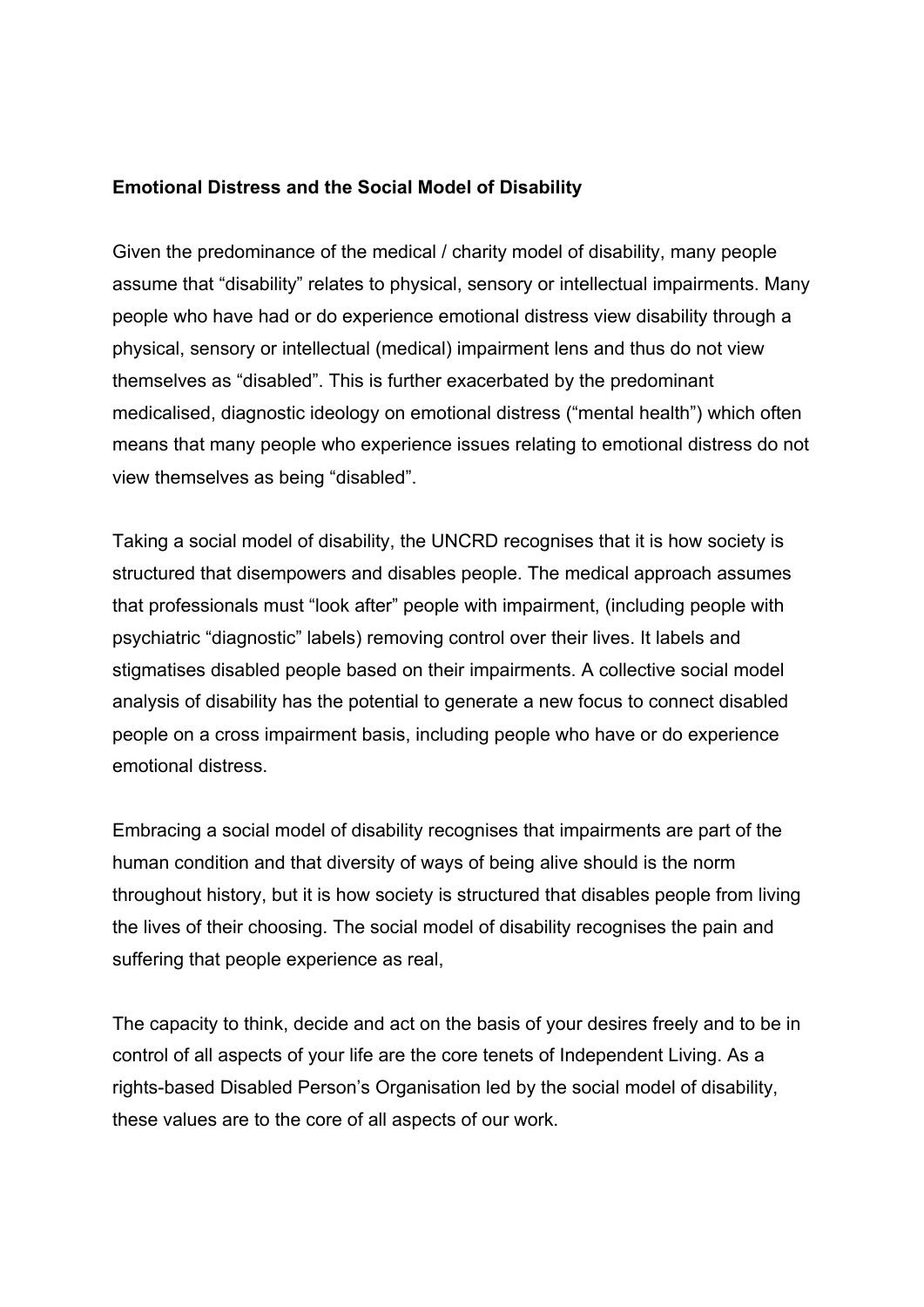**Emotional Distress and the Social Model of Disability**

Given the predominance of the medical / charity model of disability, many people assume that "disability" relates to physical, sensory or intellectual impairments. Many people who have had or do experience emotional distress view disability through a physical, sensory or intellectual (medical) impairment lens and thus do not view themselves as "disabled". This is further exacerbated by the predominant medicalised, diagnostic ideology on emotional distress ("mental health") which often means that many people who experience issues relating to emotional distress do not view themselves as being "disabled".

Taking a social model of disability, the UNCRD recognises that it is how society is structured that disempowers and disables people. The medical approach assumes that professionals must "look after" people with impairment, (including people with psychiatric "diagnostic" labels) removing control over their lives. It labels and stigmatises disabled people based on their impairments. A collective social model analysis of disability has the potential to generate a new focus to connect disabled people on a cross impairment basis, including people who have or do experience emotional distress.

Embracing a social model of disability recognises that impairments are part of the human condition and that diversity of ways of being alive should is the norm throughout history, but it is how society is structured that disables people from living the lives of their choosing. The social model of disability recognises the pain and suffering that people experience as real,

The capacity to think, decide and act on the basis of your desires freely and to be in control of all aspects of your life are the core tenets of Independent Living. As a rights-based Disabled Person's Organisation led by the social model of disability, these values are to the core of all aspects of our work.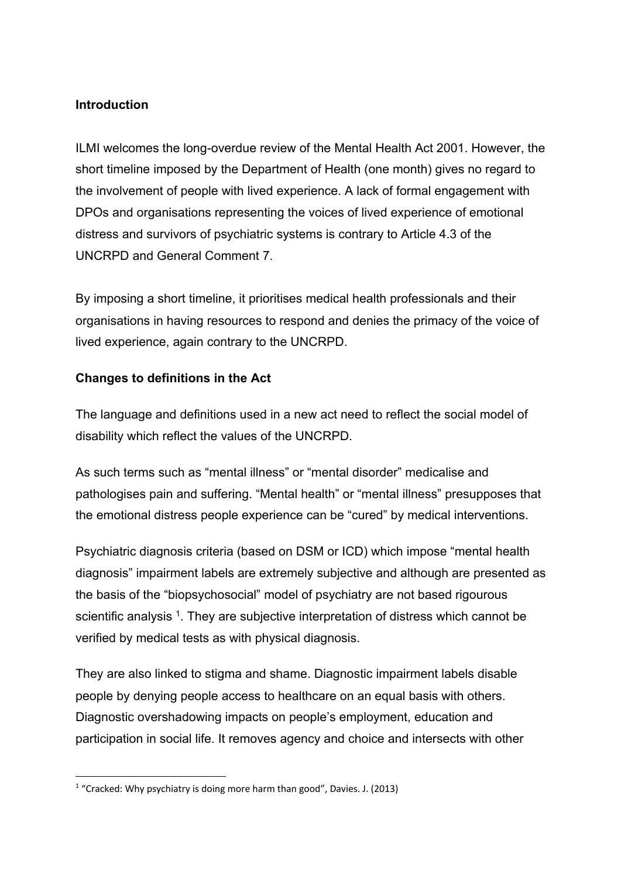**Introduction**

ILMI welcomes the long-overdue review of the Mental Health Act 2001. However, the short timeline imposed by the Department of Health (one month) gives no regard to the involvement of people with lived experience. A lack of formal engagement with DPOs and organisations representing the voices of lived experience of emotional distress and survivors of psychiatric systems is contrary to Article 4.3 of the UNCRPD and General Comment 7.

By imposing a short timeline, it prioritises medical health professionals and their organisations in having resources to respond and denies the primacy of the voice of lived experience, again contrary to the UNCRPD.

**Changes to definitions in the Act**

The language and definitions used in a new act need to reflect the social model of disability which reflect the values of the UNCRPD.

As such terms such as "mental illness" or "mental disorder" medicalise and pathologises pain and suffering. "Mental health" or "mental illness" presupposes that the emotional distress people experience can be "cured" by medical interventions.

Psychiatric diagnosis criteria (based on DSM or ICD) which impose "mental health diagnosis" impairment labels are extremely subjective and although are presented as the basis of the "biopsychosocial" model of psychiatry are not based rigourous scientific analysis [1]. They are subjective interpretation of distress which cannot be verified by medical tests as with physical diagnosis.

They are also linked to stigma and shame. Diagnostic impairment labels disable people by denying people access to healthcare on an equal basis with others. Diagnostic overshadowing impacts on people's employment, education and participation in social life. It removes agency and choice and intersects with other

[1] "Cracked: Why psychiatry is doing more harm than good", Davies. J. (2013)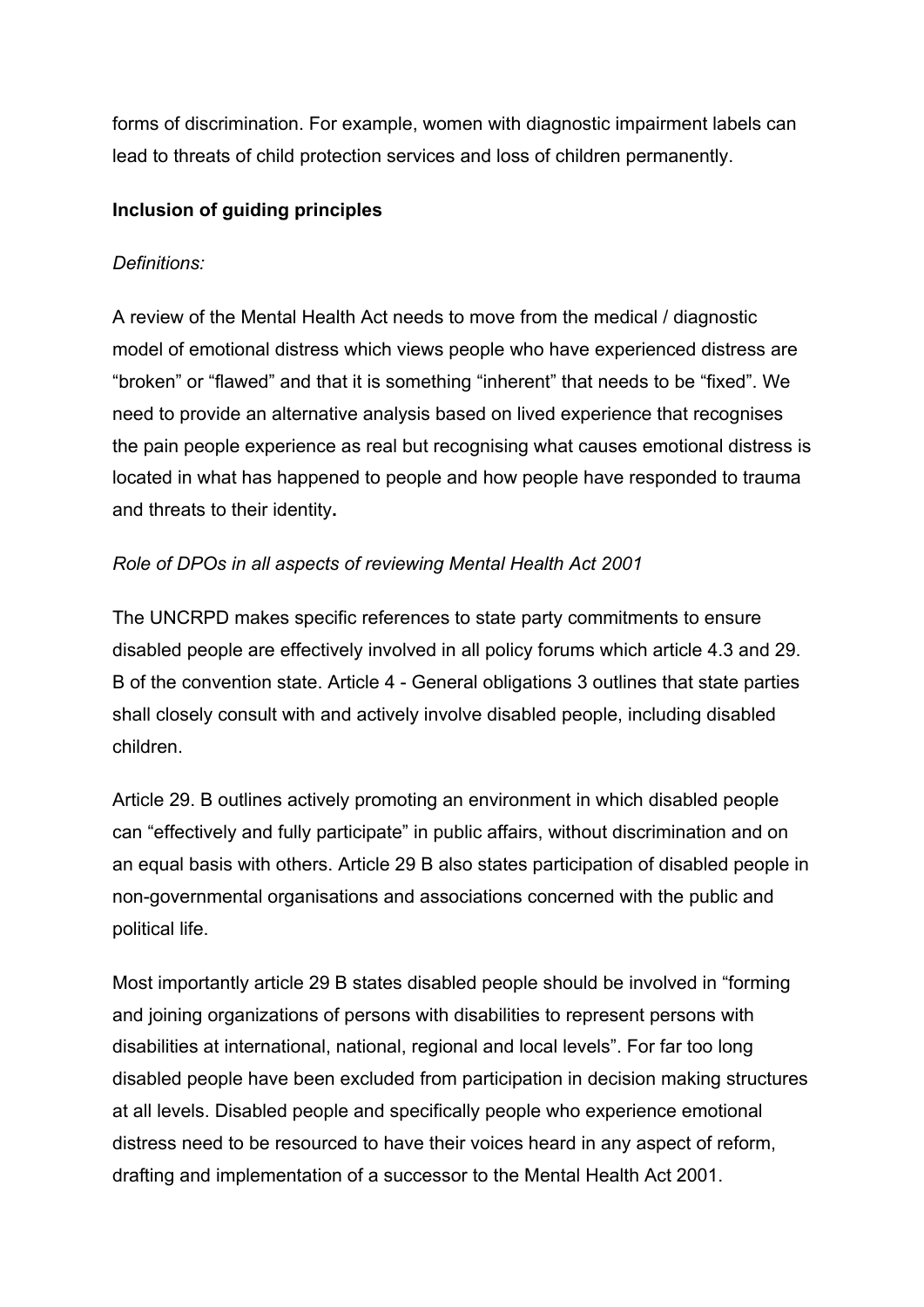forms of discrimination. For example, women with diagnostic impairment labels can lead to threats of child protection services and loss of children permanently.

**Inclusion of guiding principles**

*Definitions:*

A review of the Mental Health Act needs to move from the medical / diagnostic model of emotional distress which views people who have experienced distress are "broken" or "flawed" and that it is something "inherent" that needs to be "fixed". We need to provide an alternative analysis based on lived experience that recognises the pain people experience as real but recognising what causes emotional distress is located in what has happened to people and how people have responded to trauma and threats to their identity**.**

*Role of DPOs in all aspects of reviewing Mental Health Act 2001*

The UNCRPD makes specific references to state party commitments to ensure disabled people are effectively involved in all policy forums which article 4.3 and 29. B of the convention state. Article 4 - General obligations 3 outlines that state parties shall closely consult with and actively involve disabled people, including disabled children.

Article 29. B outlines actively promoting an environment in which disabled people can "effectively and fully participate" in public affairs, without discrimination and on an equal basis with others. Article 29 B also states participation of disabled people in non-governmental organisations and associations concerned with the public and political life.

Most importantly article 29 B states disabled people should be involved in "forming and joining organizations of persons with disabilities to represent persons with disabilities at international, national, regional and local levels". For far too long disabled people have been excluded from participation in decision making structures at all levels. Disabled people and specifically people who experience emotional distress need to be resourced to have their voices heard in any aspect of reform, drafting and implementation of a successor to the Mental Health Act 2001.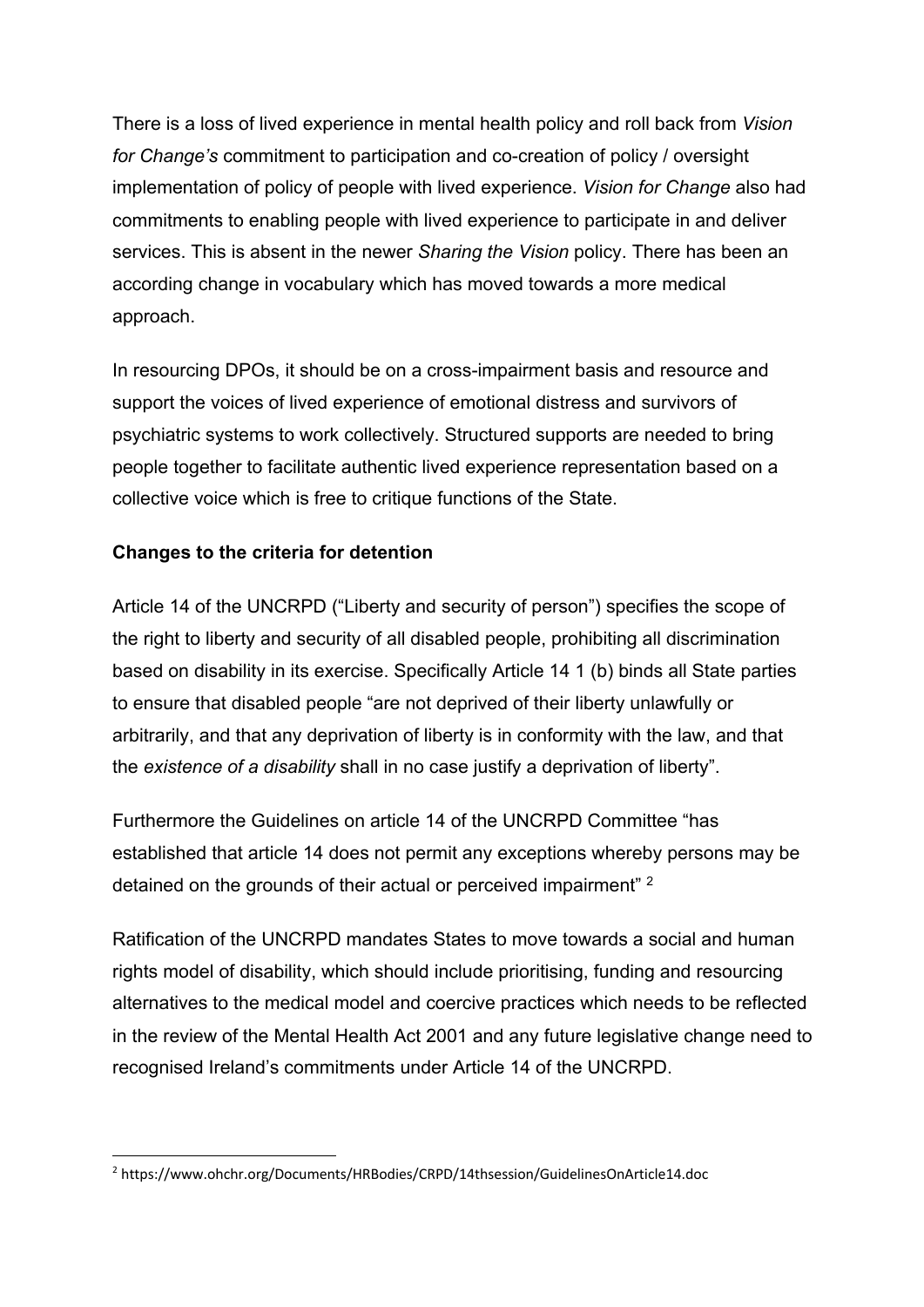There is a loss of lived experience in mental health policy and roll back from *Vision for Change's* commitment to participation and co-creation of policy / oversight implementation of policy of people with lived experience. *Vision for Change* also had commitments to enabling people with lived experience to participate in and deliver services. This is absent in the newer *Sharing the Vision* policy. There has been an according change in vocabulary which has moved towards a more medical approach.

In resourcing DPOs, it should be on a cross-impairment basis and resource and support the voices of lived experience of emotional distress and survivors of psychiatric systems to work collectively. Structured supports are needed to bring people together to facilitate authentic lived experience representation based on a collective voice which is free to critique functions of the State.

**Changes to the criteria for detention**

Article 14 of the UNCRPD ("Liberty and security of person") specifies the scope of the right to liberty and security of all disabled people, prohibiting all discrimination based on disability in its exercise. Specifically Article 14 1 (b) binds all State parties to ensure that disabled people "are not deprived of their liberty unlawfully or arbitrarily, and that any deprivation of liberty is in conformity with the law, and that the *existence of a disability* shall in no case justify a deprivation of liberty".

Furthermore the Guidelines on article 14 of the UNCRPD Committee "has established that article 14 does not permit any exceptions whereby persons may be detained on the grounds of their actual or perceived impairment" [2]

Ratification of the UNCRPD mandates States to move towards a social and human rights model of disability, which should include prioritising, funding and resourcing alternatives to the medical model and coercive practices which needs to be reflected in the review of the Mental Health Act 2001 and any future legislative change need to recognised Ireland's commitments under Article 14 of the UNCRPD.

[2] https://www.ohchr.org/Documents/HRBodies/CRPD/14thsession/GuidelinesOnArticle14.doc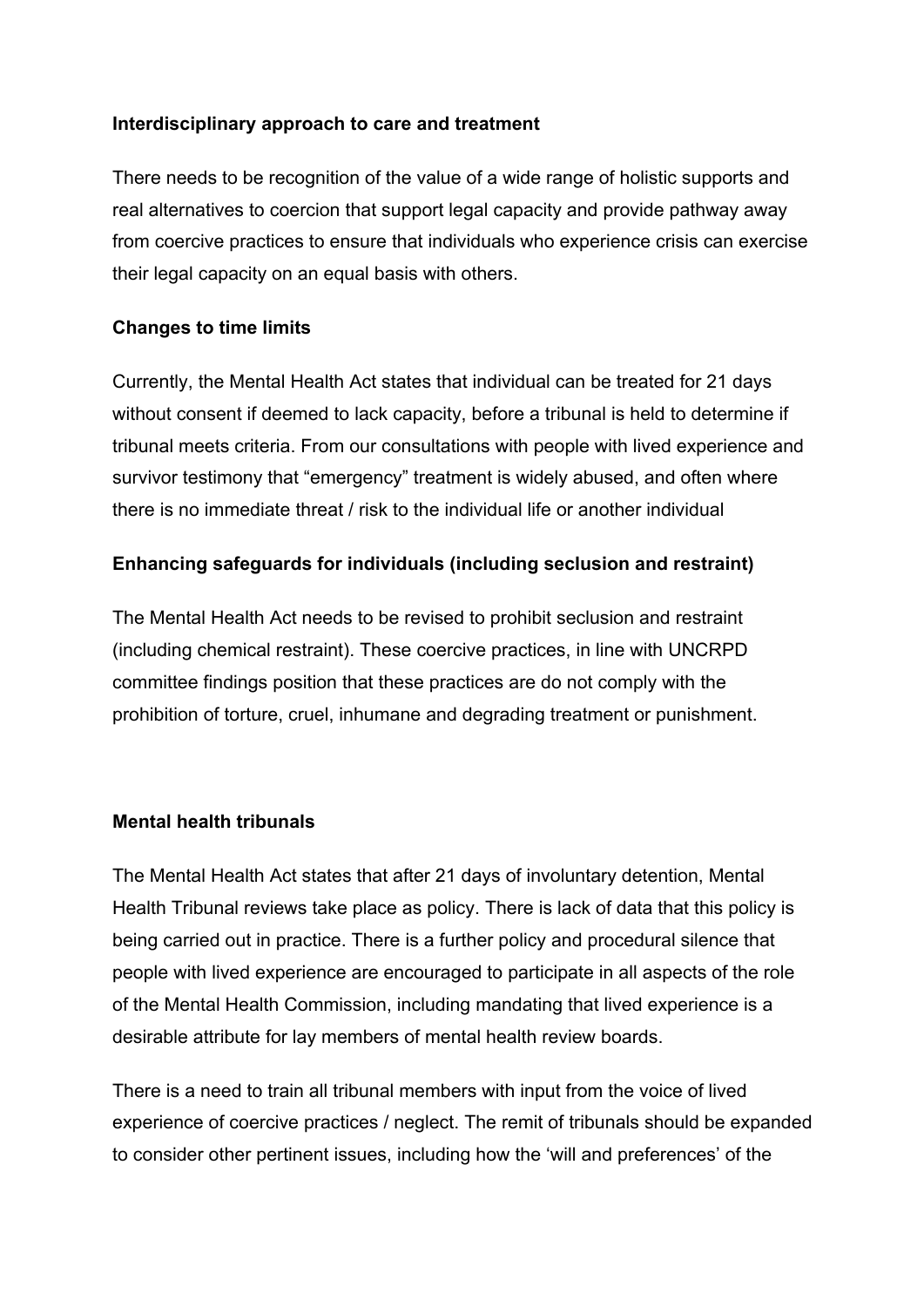**Interdisciplinary approach to care and treatment**

There needs to be recognition of the value of a wide range of holistic supports and real alternatives to coercion that support legal capacity and provide pathway away from coercive practices to ensure that individuals who experience crisis can exercise their legal capacity on an equal basis with others.

**Changes to time limits**

Currently, the Mental Health Act states that individual can be treated for 21 days without consent if deemed to lack capacity, before a tribunal is held to determine if tribunal meets criteria. From our consultations with people with lived experience and survivor testimony that "emergency" treatment is widely abused, and often where there is no immediate threat / risk to the individual life or another individual

**Enhancing safeguards for individuals (including seclusion and restraint)**

The Mental Health Act needs to be revised to prohibit seclusion and restraint (including chemical restraint). These coercive practices, in line with UNCRPD committee findings position that these practices are do not comply with the prohibition of torture, cruel, inhumane and degrading treatment or punishment.

**Mental health tribunals**

The Mental Health Act states that after 21 days of involuntary detention, Mental Health Tribunal reviews take place as policy. There is lack of data that this policy is being carried out in practice. There is a further policy and procedural silence that people with lived experience are encouraged to participate in all aspects of the role of the Mental Health Commission, including mandating that lived experience is a desirable attribute for lay members of mental health review boards.

There is a need to train all tribunal members with input from the voice of lived experience of coercive practices / neglect. The remit of tribunals should be expanded to consider other pertinent issues, including how the 'will and preferences' of the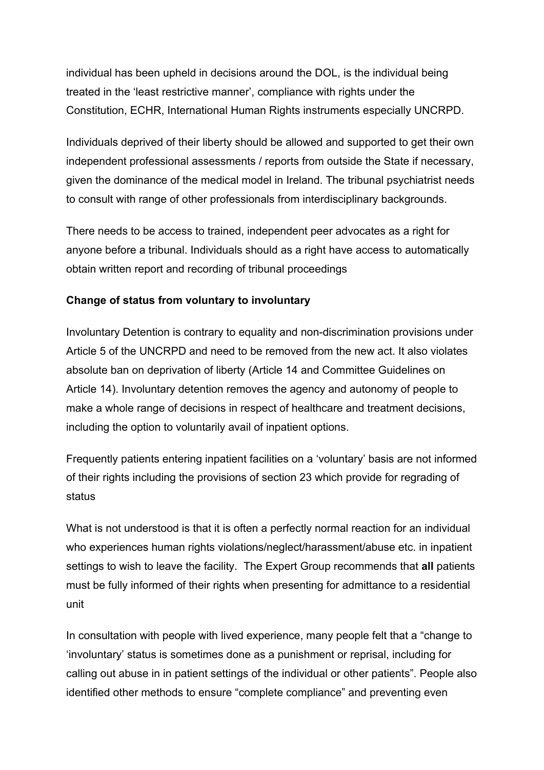individual has been upheld in decisions around the DOL, is the individual being treated in the 'least restrictive manner', compliance with rights under the Constitution, ECHR, International Human Rights instruments especially UNCRPD.

Individuals deprived of their liberty should be allowed and supported to get their own independent professional assessments / reports from outside the State if necessary, given the dominance of the medical model in Ireland. The tribunal psychiatrist needs to consult with range of other professionals from interdisciplinary backgrounds.

There needs to be access to trained, independent peer advocates as a right for anyone before a tribunal. Individuals should as a right have access to automatically obtain written report and recording of tribunal proceedings

**Change of status from voluntary to involuntary**

Involuntary Detention is contrary to equality and non-discrimination provisions under Article 5 of the UNCRPD and need to be removed from the new act. It also violates absolute ban on deprivation of liberty (Article 14 and Committee Guidelines on Article 14). Involuntary detention removes the agency and autonomy of people to make a whole range of decisions in respect of healthcare and treatment decisions, including the option to voluntarily avail of inpatient options.

Frequently patients entering inpatient facilities on a 'voluntary' basis are not informed of their rights including the provisions of section 23 which provide for regrading of status

What is not understood is that it is often a perfectly normal reaction for an individual who experiences human rights violations/neglect/harassment/abuse etc. in inpatient settings to wish to leave the facility. The Expert Group recommends that **all** patients must be fully informed of their rights when presenting for admittance to a residential unit

In consultation with people with lived experience, many people felt that a "change to 'involuntary' status is sometimes done as a punishment or reprisal, including for calling out abuse in in patient settings of the individual or other patients". People also identified other methods to ensure "complete compliance" and preventing even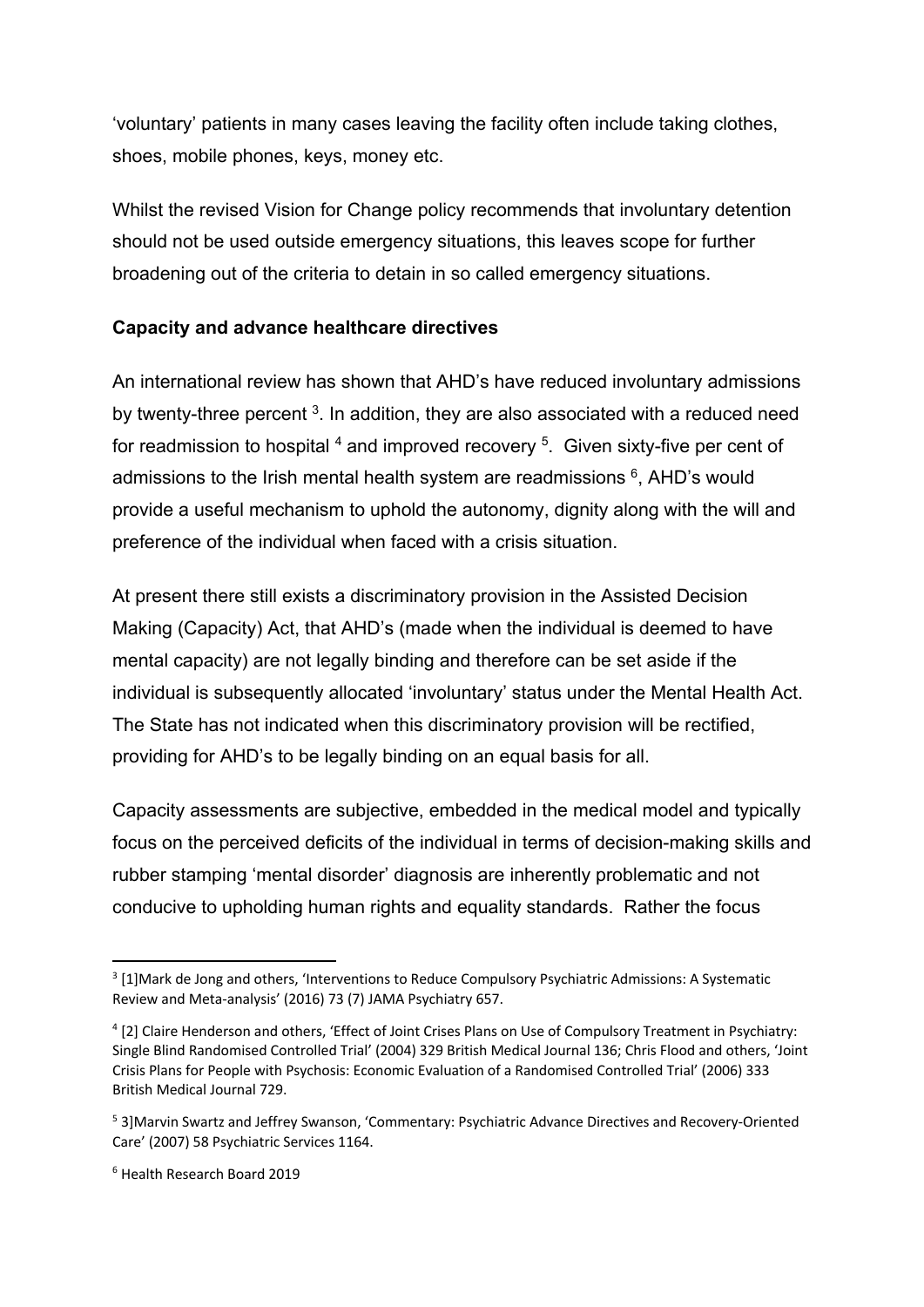'voluntary' patients in many cases leaving the facility often include taking clothes, shoes, mobile phones, keys, money etc.

Whilst the revised Vision for Change policy recommends that involuntary detention should not be used outside emergency situations, this leaves scope for further broadening out of the criteria to detain in so called emergency situations.

**Capacity and advance healthcare directives**

An international review has shown that AHD's have reduced involuntary admissions by twenty-three percent [3]. In addition, they are also associated with a reduced need for readmission to hospital [4] and improved recovery [5]. Given sixty-five per cent of admissions to the Irish mental health system are readmissions [6], AHD's would provide a useful mechanism to uphold the autonomy, dignity along with the will and preference of the individual when faced with a crisis situation.

At present there still exists a discriminatory provision in the Assisted Decision Making (Capacity) Act, that AHD's (made when the individual is deemed to have mental capacity) are not legally binding and therefore can be set aside if the individual is subsequently allocated 'involuntary' status under the Mental Health Act. The State has not indicated when this discriminatory provision will be rectified, providing for AHD's to be legally binding on an equal basis for all.

Capacity assessments are subjective, embedded in the medical model and typically focus on the perceived deficits of the individual in terms of decision-making skills and rubber stamping 'mental disorder' diagnosis are inherently problematic and not conducive to upholding human rights and equality standards. Rather the focus

---

[3] [1]Mark de Jong and others, 'Interventions to Reduce Compulsory Psychiatric Admissions: A Systematic Review and Meta-analysis' (2016) 73 (7) JAMA Psychiatry 657.

[4] [2] Claire Henderson and others, 'Effect of Joint Crises Plans on Use of Compulsory Treatment in Psychiatry: Single Blind Randomised Controlled Trial' (2004) 329 British Medical Journal 136; Chris Flood and others, 'Joint Crisis Plans for People with Psychosis: Economic Evaluation of a Randomised Controlled Trial' (2006) 333 British Medical Journal 729.

[5] 3]Marvin Swartz and Jeffrey Swanson, 'Commentary: Psychiatric Advance Directives and Recovery-Oriented Care' (2007) 58 Psychiatric Services 1164.

[6] Health Research Board 2019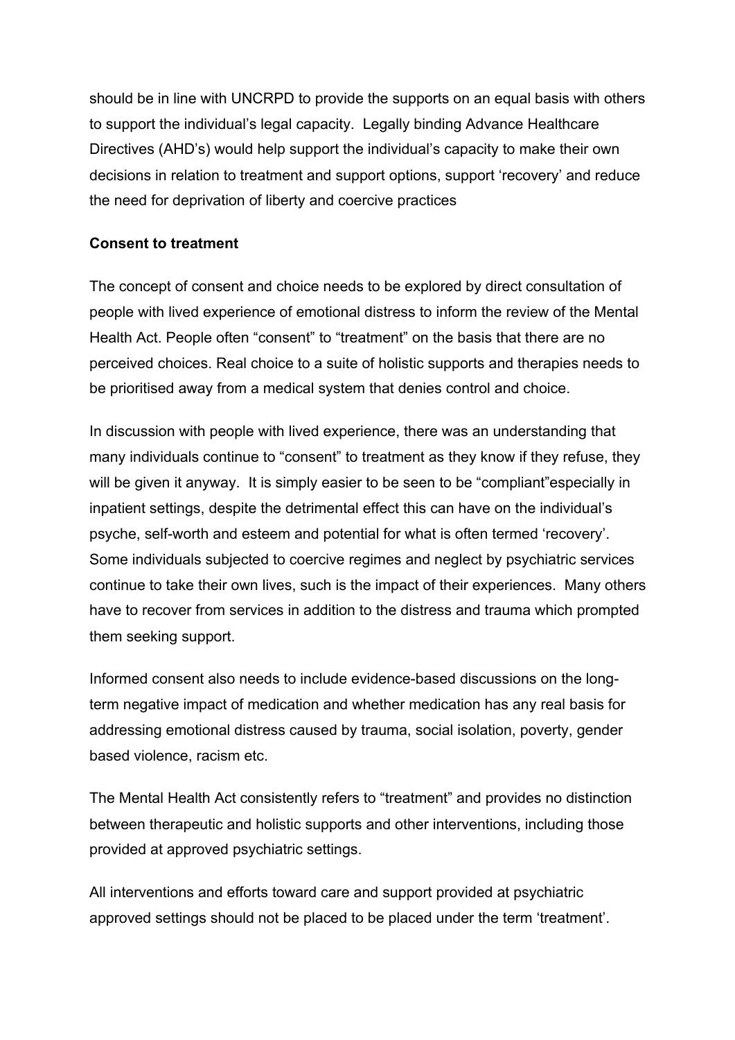should be in line with UNCRPD to provide the supports on an equal basis with others to support the individual's legal capacity.  Legally binding Advance Healthcare Directives (AHD's) would help support the individual's capacity to make their own decisions in relation to treatment and support options, support 'recovery' and reduce the need for deprivation of liberty and coercive practices

**Consent to treatment**

The concept of consent and choice needs to be explored by direct consultation of people with lived experience of emotional distress to inform the review of the Mental Health Act. People often "consent" to "treatment" on the basis that there are no perceived choices. Real choice to a suite of holistic supports and therapies needs to be prioritised away from a medical system that denies control and choice.

In discussion with people with lived experience, there was an understanding that many individuals continue to "consent" to treatment as they know if they refuse, they will be given it anyway.  It is simply easier to be seen to be "compliant"especially in inpatient settings, despite the detrimental effect this can have on the individual's psyche, self-worth and esteem and potential for what is often termed 'recovery'. Some individuals subjected to coercive regimes and neglect by psychiatric services continue to take their own lives, such is the impact of their experiences.  Many others have to recover from services in addition to the distress and trauma which prompted them seeking support.

Informed consent also needs to include evidence-based discussions on the long-term negative impact of medication and whether medication has any real basis for addressing emotional distress caused by trauma, social isolation, poverty, gender based violence, racism etc.

The Mental Health Act consistently refers to "treatment" and provides no distinction between therapeutic and holistic supports and other interventions, including those provided at approved psychiatric settings.

All interventions and efforts toward care and support provided at psychiatric approved settings should not be placed to be placed under the term 'treatment'.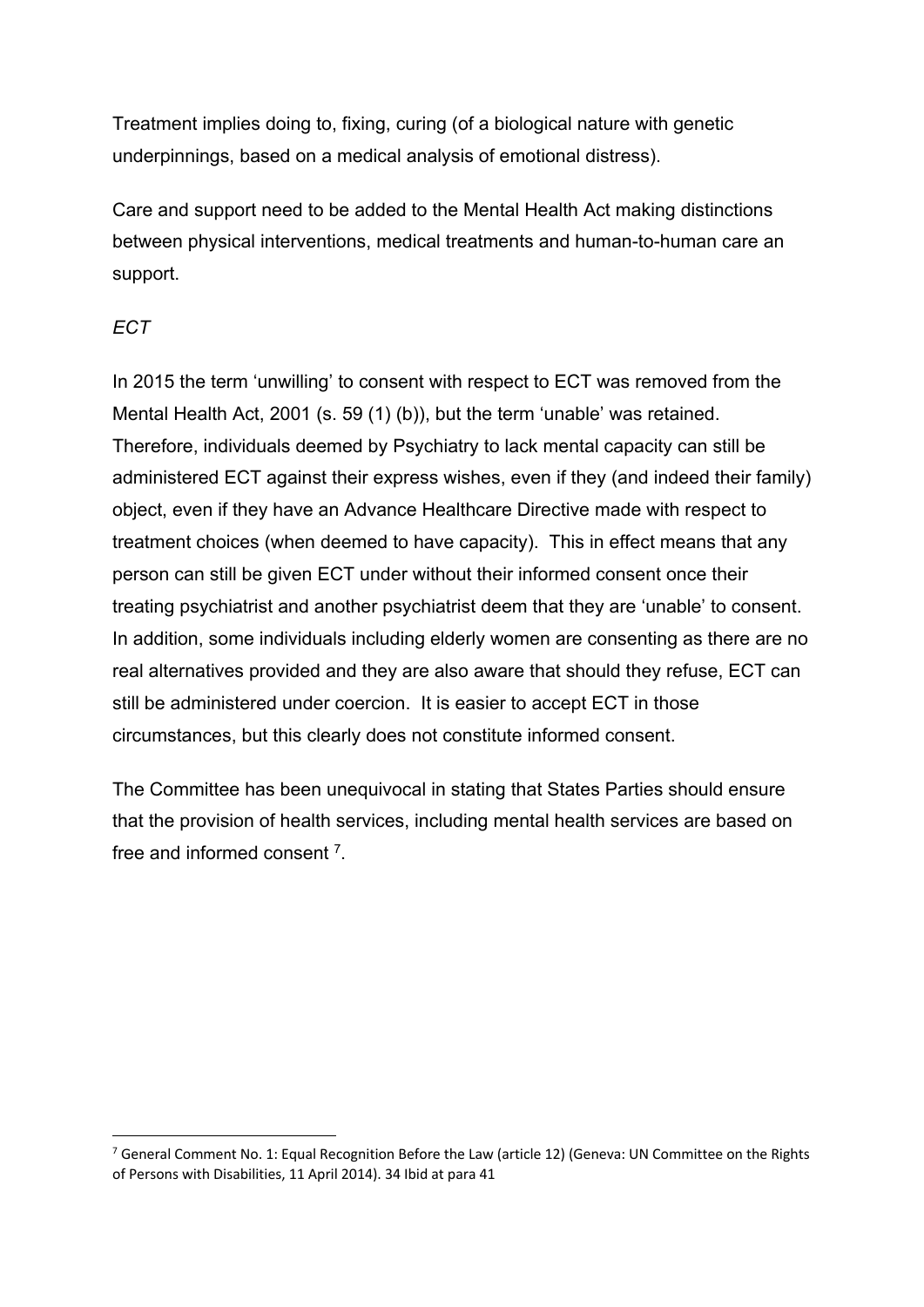Treatment implies doing to, fixing, curing (of a biological nature with genetic underpinnings, based on a medical analysis of emotional distress).

Care and support need to be added to the Mental Health Act making distinctions between physical interventions, medical treatments and human-to-human care an support.

*ECT*

In 2015 the term 'unwilling' to consent with respect to ECT was removed from the Mental Health Act, 2001 (s. 59 (1) (b)), but the term 'unable' was retained. Therefore, individuals deemed by Psychiatry to lack mental capacity can still be administered ECT against their express wishes, even if they (and indeed their family) object, even if they have an Advance Healthcare Directive made with respect to treatment choices (when deemed to have capacity). This in effect means that any person can still be given ECT under without their informed consent once their treating psychiatrist and another psychiatrist deem that they are 'unable' to consent. In addition, some individuals including elderly women are consenting as there are no real alternatives provided and they are also aware that should they refuse, ECT can still be administered under coercion. It is easier to accept ECT in those circumstances, but this clearly does not constitute informed consent.

The Committee has been unequivocal in stating that States Parties should ensure that the provision of health services, including mental health services are based on free and informed consent [7].

---

[7] General Comment No. 1: Equal Recognition Before the Law (article 12) (Geneva: UN Committee on the Rights of Persons with Disabilities, 11 April 2014). 34 Ibid at para 41